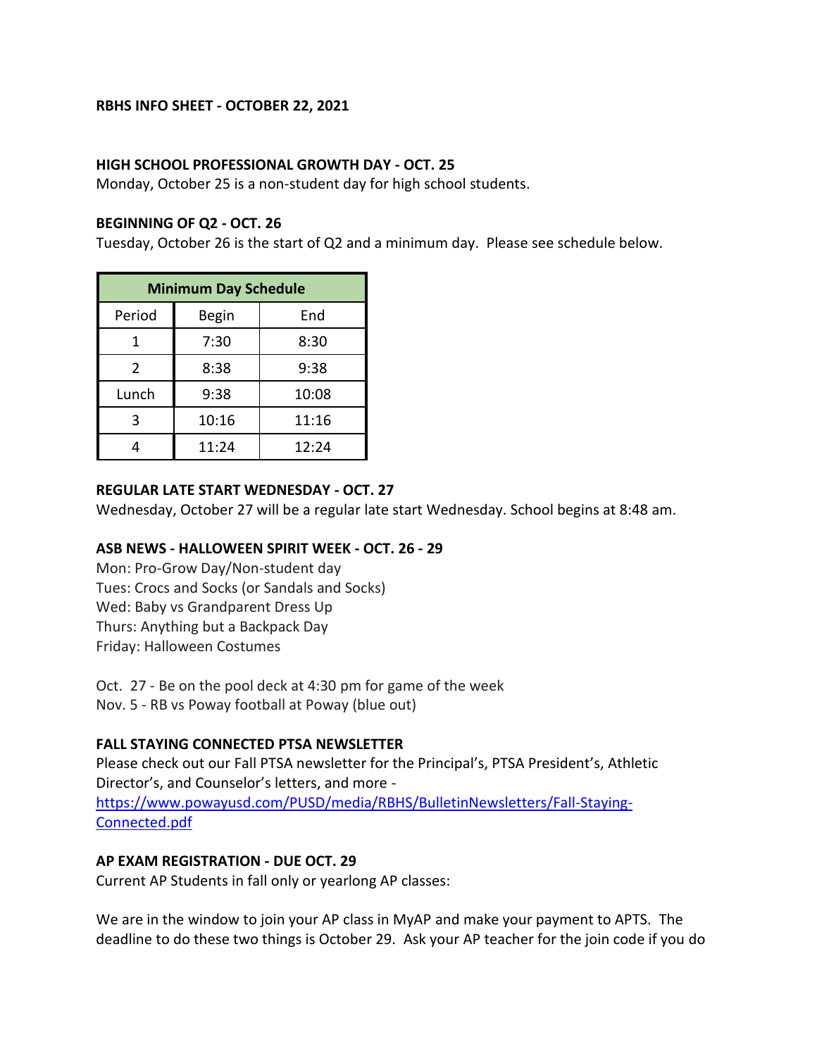**RBHS INFO SHEET - OCTOBER 22, 2021**

**HIGH SCHOOL PROFESSIONAL GROWTH DAY - OCT. 25**

Monday, October 25 is a non-student day for high school students.

**BEGINNING OF Q2 - OCT. 26**

Tuesday, October 26 is the start of Q2 and a minimum day. Please see schedule below.

| Minimum Day Schedule | | |
|---|---|---|
| Period | Begin | End |
| 1 | 7:30 | 8:30 |
| 2 | 8:38 | 9:38 |
| Lunch | 9:38 | 10:08 |
| 3 | 10:16 | 11:16 |
| 4 | 11:24 | 12:24 |

**REGULAR LATE START WEDNESDAY - OCT. 27**

Wednesday, October 27 will be a regular late start Wednesday. School begins at 8:48 am.

**ASB NEWS - HALLOWEEN SPIRIT WEEK - OCT. 26 - 29**

Mon: Pro-Grow Day/Non-student day
Tues: Crocs and Socks (or Sandals and Socks)
Wed: Baby vs Grandparent Dress Up
Thurs: Anything but a Backpack Day
Friday: Halloween Costumes

Oct. 27 - Be on the pool deck at 4:30 pm for game of the week
Nov. 5 - RB vs Poway football at Poway (blue out)

**FALL STAYING CONNECTED PTSA NEWSLETTER**

Please check out our Fall PTSA newsletter for the Principal's, PTSA President's, Athletic Director's, and Counselor's letters, and more - [https://www.powayusd.com/PUSD/media/RBHS/BulletinNewsletters/Fall-Staying-Connected.pdf](https://www.powayusd.com/PUSD/media/RBHS/BulletinNewsletters/Fall-Staying-Connected.pdf)

**AP EXAM REGISTRATION - DUE OCT. 29**

Current AP Students in fall only or yearlong AP classes:

We are in the window to join your AP class in MyAP and make your payment to APTS. The deadline to do these two things is October 29. Ask your AP teacher for the join code if you do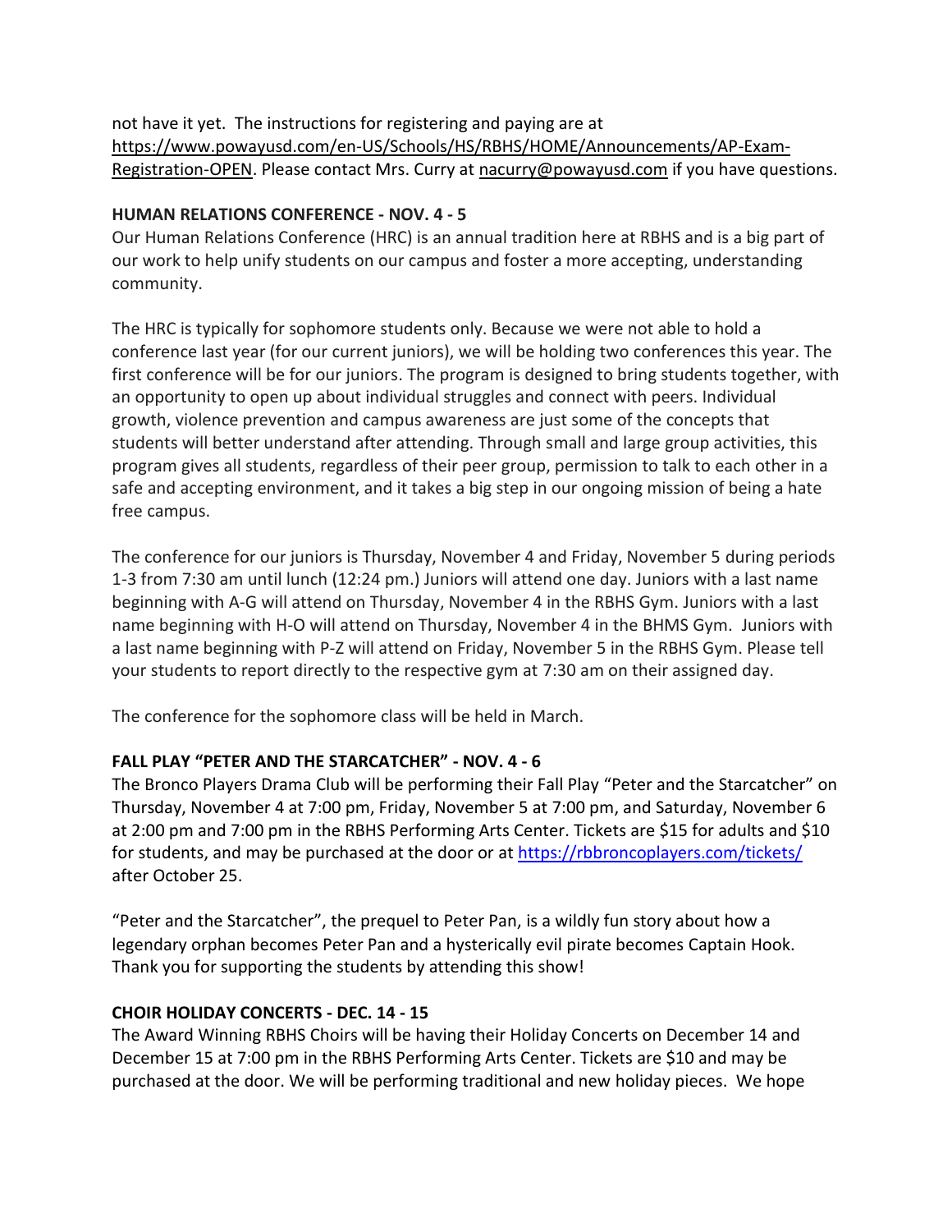not have it yet. The instructions for registering and paying are at https://www.powayusd.com/en-US/Schools/HS/RBHS/HOME/Announcements/AP-Exam-Registration-OPEN. Please contact Mrs. Curry at nacurry@powayusd.com if you have questions.

**HUMAN RELATIONS CONFERENCE - NOV. 4 - 5**

Our Human Relations Conference (HRC) is an annual tradition here at RBHS and is a big part of our work to help unify students on our campus and foster a more accepting, understanding community.

The HRC is typically for sophomore students only. Because we were not able to hold a conference last year (for our current juniors), we will be holding two conferences this year. The first conference will be for our juniors. The program is designed to bring students together, with an opportunity to open up about individual struggles and connect with peers. Individual growth, violence prevention and campus awareness are just some of the concepts that students will better understand after attending. Through small and large group activities, this program gives all students, regardless of their peer group, permission to talk to each other in a safe and accepting environment, and it takes a big step in our ongoing mission of being a hate free campus.

The conference for our juniors is Thursday, November 4 and Friday, November 5 during periods 1-3 from 7:30 am until lunch (12:24 pm.) Juniors will attend one day. Juniors with a last name beginning with A-G will attend on Thursday, November 4 in the RBHS Gym. Juniors with a last name beginning with H-O will attend on Thursday, November 4 in the BHMS Gym. Juniors with a last name beginning with P-Z will attend on Friday, November 5 in the RBHS Gym. Please tell your students to report directly to the respective gym at 7:30 am on their assigned day.

The conference for the sophomore class will be held in March.

**FALL PLAY "PETER AND THE STARCATCHER" - NOV. 4 - 6**

The Bronco Players Drama Club will be performing their Fall Play "Peter and the Starcatcher" on Thursday, November 4 at 7:00 pm, Friday, November 5 at 7:00 pm, and Saturday, November 6 at 2:00 pm and 7:00 pm in the RBHS Performing Arts Center. Tickets are $15 for adults and $10 for students, and may be purchased at the door or at https://rbbroncoplayers.com/tickets/ after October 25.

"Peter and the Starcatcher", the prequel to Peter Pan, is a wildly fun story about how a legendary orphan becomes Peter Pan and a hysterically evil pirate becomes Captain Hook. Thank you for supporting the students by attending this show!

**CHOIR HOLIDAY CONCERTS - DEC. 14 - 15**

The Award Winning RBHS Choirs will be having their Holiday Concerts on December 14 and December 15 at 7:00 pm in the RBHS Performing Arts Center. Tickets are $10 and may be purchased at the door. We will be performing traditional and new holiday pieces. We hope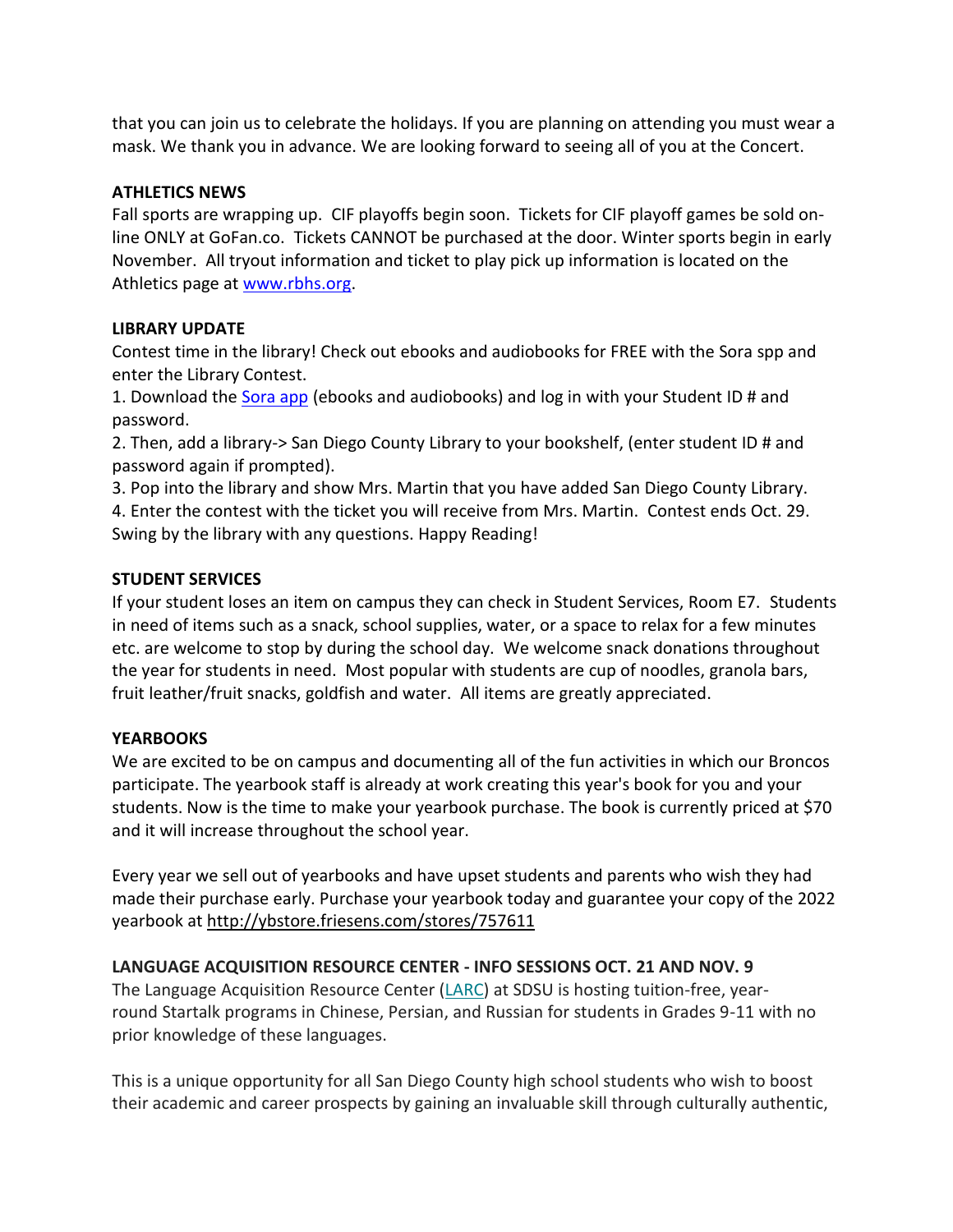that you can join us to celebrate the holidays. If you are planning on attending you must wear a mask. We thank you in advance. We are looking forward to seeing all of you at the Concert.

**ATHLETICS NEWS**

Fall sports are wrapping up. CIF playoffs begin soon. Tickets for CIF playoff games be sold on-line ONLY at GoFan.co. Tickets CANNOT be purchased at the door. Winter sports begin in early November. All tryout information and ticket to play pick up information is located on the Athletics page at [www.rbhs.org](www.rbhs.org).

**LIBRARY UPDATE**

Contest time in the library! Check out ebooks and audiobooks for FREE with the Sora spp and enter the Library Contest.

1. Download the [Sora app]() (ebooks and audiobooks) and log in with your Student ID # and password.
2. Then, add a library-> San Diego County Library to your bookshelf, (enter student ID # and password again if prompted).
3. Pop into the library and show Mrs. Martin that you have added San Diego County Library.
4. Enter the contest with the ticket you will receive from Mrs. Martin. Contest ends Oct. 29.

Swing by the library with any questions. Happy Reading!

**STUDENT SERVICES**

If your student loses an item on campus they can check in Student Services, Room E7. Students in need of items such as a snack, school supplies, water, or a space to relax for a few minutes etc. are welcome to stop by during the school day. We welcome snack donations throughout the year for students in need. Most popular with students are cup of noodles, granola bars, fruit leather/fruit snacks, goldfish and water. All items are greatly appreciated.

**YEARBOOKS**

We are excited to be on campus and documenting all of the fun activities in which our Broncos participate. The yearbook staff is already at work creating this year's book for you and your students. Now is the time to make your yearbook purchase. The book is currently priced at $70 and it will increase throughout the school year.

Every year we sell out of yearbooks and have upset students and parents who wish they had made their purchase early. Purchase your yearbook today and guarantee your copy of the 2022 yearbook at http://ybstore.friesens.com/stores/757611

**LANGUAGE ACQUISITION RESOURCE CENTER - INFO SESSIONS OCT. 21 AND NOV. 9**

The Language Acquisition Resource Center ([LARC]()) at SDSU is hosting tuition-free, year-round Startalk programs in Chinese, Persian, and Russian for students in Grades 9-11 with no prior knowledge of these languages.

This is a unique opportunity for all San Diego County high school students who wish to boost their academic and career prospects by gaining an invaluable skill through culturally authentic,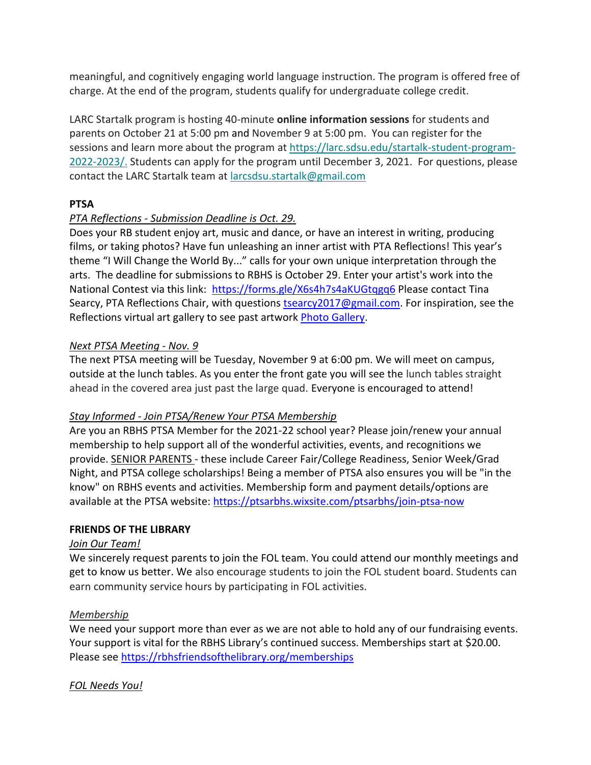meaningful, and cognitively engaging world language instruction. The program is offered free of charge. At the end of the program, students qualify for undergraduate college credit.

LARC Startalk program is hosting 40-minute **online information sessions** for students and parents on October 21 at 5:00 pm and November 9 at 5:00 pm. You can register for the sessions and learn more about the program at https://larc.sdsu.edu/startalk-student-program-2022-2023/. Students can apply for the program until December 3, 2021. For questions, please contact the LARC Startalk team at larcsdsu.startalk@gmail.com

**PTSA**

*PTA Reflections - Submission Deadline is Oct. 29.*

Does your RB student enjoy art, music and dance, or have an interest in writing, producing films, or taking photos? Have fun unleashing an inner artist with PTA Reflections! This year's theme "I Will Change the World By..." calls for your own unique interpretation through the arts. The deadline for submissions to RBHS is October 29. Enter your artist's work into the National Contest via this link: https://forms.gle/X6s4h7s4aKUGtqgq6 Please contact Tina Searcy, PTA Reflections Chair, with questions tsearcy2017@gmail.com. For inspiration, see the Reflections virtual art gallery to see past artwork Photo Gallery.

*Next PTSA Meeting - Nov. 9*

The next PTSA meeting will be Tuesday, November 9 at 6:00 pm. We will meet on campus, outside at the lunch tables. As you enter the front gate you will see the lunch tables straight ahead in the covered area just past the large quad. Everyone is encouraged to attend!

*Stay Informed - Join PTSA/Renew Your PTSA Membership*

Are you an RBHS PTSA Member for the 2021-22 school year? Please join/renew your annual membership to help support all of the wonderful activities, events, and recognitions we provide. SENIOR PARENTS - these include Career Fair/College Readiness, Senior Week/Grad Night, and PTSA college scholarships! Being a member of PTSA also ensures you will be "in the know" on RBHS events and activities. Membership form and payment details/options are available at the PTSA website: https://ptsarbhs.wixsite.com/ptsarbhs/join-ptsa-now

**FRIENDS OF THE LIBRARY**

*Join Our Team!*

We sincerely request parents to join the FOL team. You could attend our monthly meetings and get to know us better. We also encourage students to join the FOL student board. Students can earn community service hours by participating in FOL activities.

*Membership*

We need your support more than ever as we are not able to hold any of our fundraising events. Your support is vital for the RBHS Library's continued success. Memberships start at $20.00. Please see https://rbhsfriendsofthelibrary.org/memberships

*FOL Needs You!*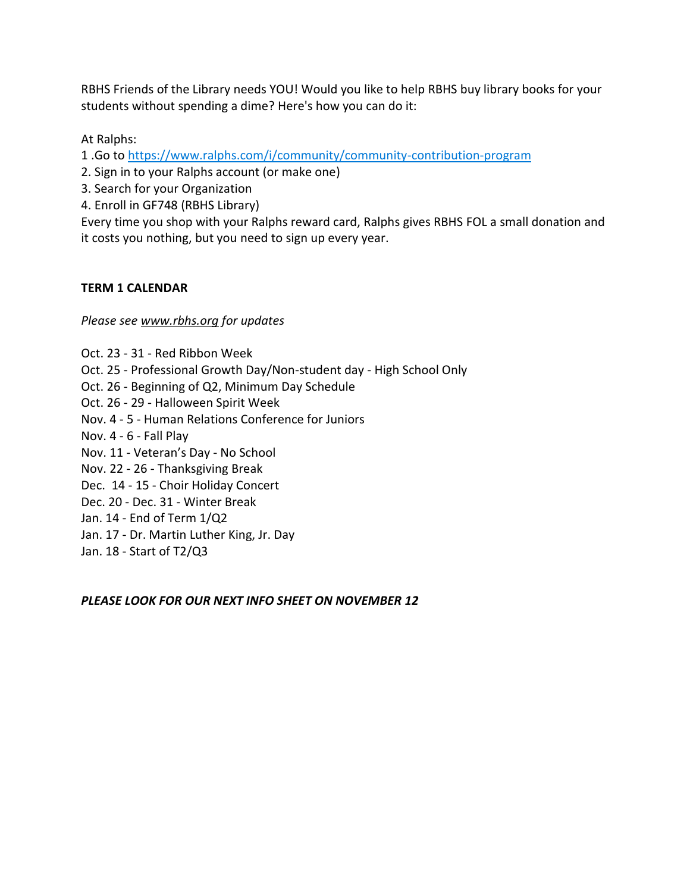RBHS Friends of the Library needs YOU! Would you like to help RBHS buy library books for your students without spending a dime? Here's how you can do it:

At Ralphs:

1 .Go to https://www.ralphs.com/i/community/community-contribution-program
2. Sign in to your Ralphs account (or make one)
3. Search for your Organization
4. Enroll in GF748 (RBHS Library)

Every time you shop with your Ralphs reward card, Ralphs gives RBHS FOL a small donation and it costs you nothing, but you need to sign up every year.

**TERM 1 CALENDAR**

*Please see www.rbhs.org for updates*

Oct. 23 - 31 - Red Ribbon Week
Oct. 25 - Professional Growth Day/Non-student day - High School Only
Oct. 26 - Beginning of Q2, Minimum Day Schedule
Oct. 26 - 29 - Halloween Spirit Week
Nov. 4 - 5 - Human Relations Conference for Juniors
Nov. 4 - 6 - Fall Play
Nov. 11 - Veteran's Day - No School
Nov. 22 - 26 - Thanksgiving Break
Dec. 14 - 15 - Choir Holiday Concert
Dec. 20 - Dec. 31 - Winter Break
Jan. 14 - End of Term 1/Q2
Jan. 17 - Dr. Martin Luther King, Jr. Day
Jan. 18 - Start of T2/Q3

***PLEASE LOOK FOR OUR NEXT INFO SHEET ON NOVEMBER 12***